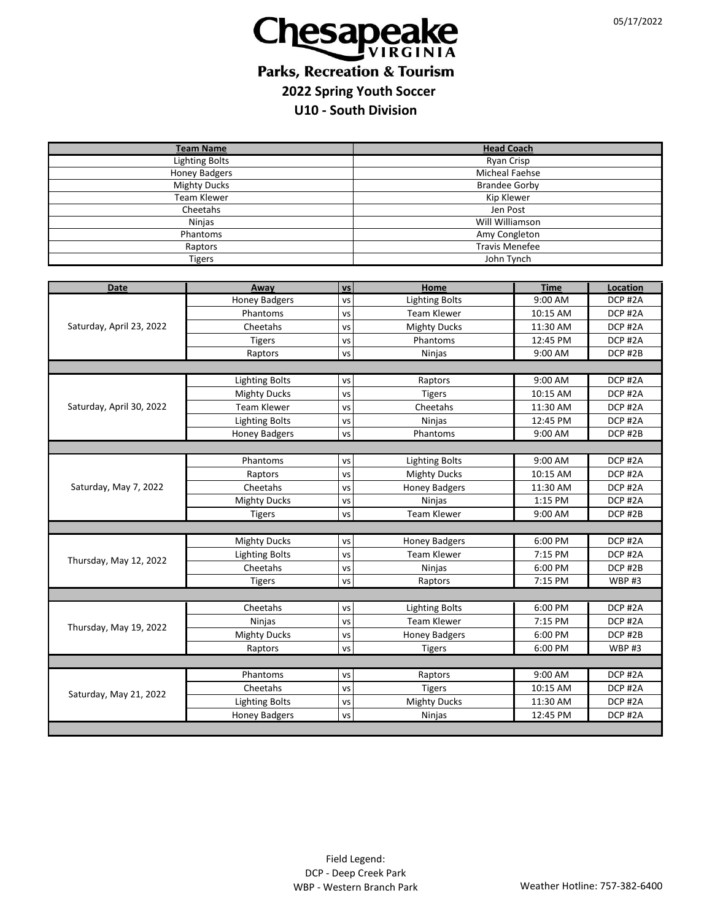05/17/2022

# Chesapeake VIRGINIA

## Parks, Recreation & Tourism

## 2022 Spring Youth Soccer

## U10 - South Division

| Team Name | Head Coach |
|---|---|
| Lighting Bolts | Ryan Crisp |
| Honey Badgers | Micheal Faehse |
| Mighty Ducks | Brandee Gorby |
| Team Klewer | Kip Klewer |
| Cheetahs | Jen Post |
| Ninjas | Will Williamson |
| Phantoms | Amy Congleton |
| Raptors | Travis Menefee |
| Tigers | John Tynch |

| Date | Away | vs | Home | Time | Location |
|---|---|---|---|---|---|
| Saturday, April 23, 2022 | Honey Badgers | vs | Lighting Bolts | 9:00 AM | DCP #2A |
| | Phantoms | vs | Team Klewer | 10:15 AM | DCP #2A |
| | Cheetahs | vs | Mighty Ducks | 11:30 AM | DCP #2A |
| | Tigers | vs | Phantoms | 12:45 PM | DCP #2A |
| | Raptors | vs | Ninjas | 9:00 AM | DCP #2B |
| Saturday, April 30, 2022 | Lighting Bolts | vs | Raptors | 9:00 AM | DCP #2A |
| | Mighty Ducks | vs | Tigers | 10:15 AM | DCP #2A |
| | Team Klewer | vs | Cheetahs | 11:30 AM | DCP #2A |
| | Lighting Bolts | vs | Ninjas | 12:45 PM | DCP #2A |
| | Honey Badgers | vs | Phantoms | 9:00 AM | DCP #2B |
| Saturday, May 7, 2022 | Phantoms | vs | Lighting Bolts | 9:00 AM | DCP #2A |
| | Raptors | vs | Mighty Ducks | 10:15 AM | DCP #2A |
| | Cheetahs | vs | Honey Badgers | 11:30 AM | DCP #2A |
| | Mighty Ducks | vs | Ninjas | 1:15 PM | DCP #2A |
| | Tigers | vs | Team Klewer | 9:00 AM | DCP #2B |
| Thursday, May 12, 2022 | Mighty Ducks | vs | Honey Badgers | 6:00 PM | DCP #2A |
| | Lighting Bolts | vs | Team Klewer | 7:15 PM | DCP #2A |
| | Cheetahs | vs | Ninjas | 6:00 PM | DCP #2B |
| | Tigers | vs | Raptors | 7:15 PM | WBP #3 |
| Thursday, May 19, 2022 | Cheetahs | vs | Lighting Bolts | 6:00 PM | DCP #2A |
| | Ninjas | vs | Team Klewer | 7:15 PM | DCP #2A |
| | Mighty Ducks | vs | Honey Badgers | 6:00 PM | DCP #2B |
| | Raptors | vs | Tigers | 6:00 PM | WBP #3 |
| Saturday, May 21, 2022 | Phantoms | vs | Raptors | 9:00 AM | DCP #2A |
| | Cheetahs | vs | Tigers | 10:15 AM | DCP #2A |
| | Lighting Bolts | vs | Mighty Ducks | 11:30 AM | DCP #2A |
| | Honey Badgers | vs | Ninjas | 12:45 PM | DCP #2A |

Field Legend:
DCP - Deep Creek Park
WBP - Western Branch Park

Weather Hotline: 757-382-6400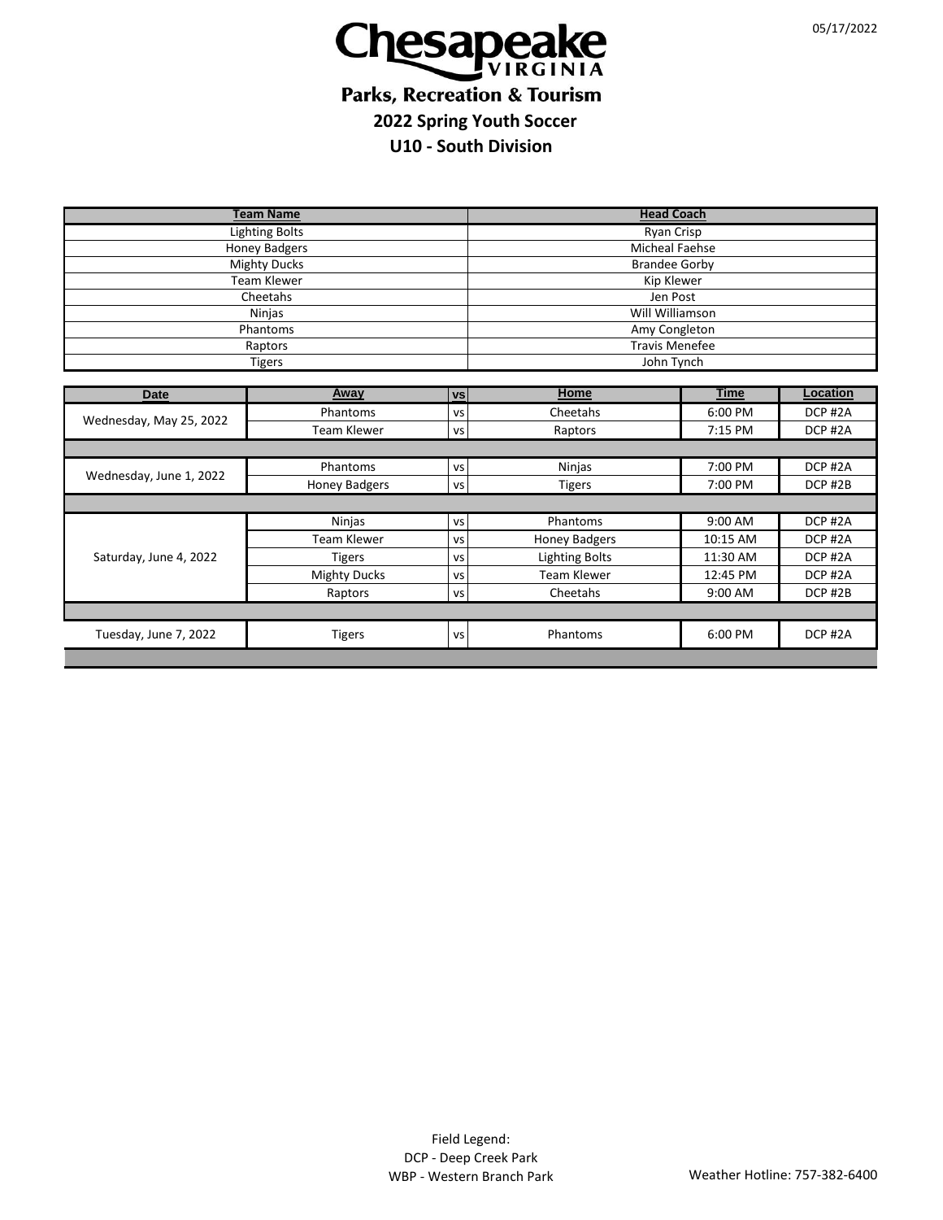05/17/2022

# Chesapeake VIRGINIA

## Parks, Recreation & Tourism

### 2022 Spring Youth Soccer

### U10 - South Division

| Team Name | Head Coach |
|---|---|
| Lighting Bolts | Ryan Crisp |
| Honey Badgers | Micheal Faehse |
| Mighty Ducks | Brandee Gorby |
| Team Klewer | Kip Klewer |
| Cheetahs | Jen Post |
| Ninjas | Will Williamson |
| Phantoms | Amy Congleton |
| Raptors | Travis Menefee |
| Tigers | John Tynch |

| Date | Away | vs | Home | Time | Location |
|---|---|---|---|---|---|
| Wednesday, May 25, 2022 | Phantoms | vs | Cheetahs | 6:00 PM | DCP #2A |
| | Team Klewer | vs | Raptors | 7:15 PM | DCP #2A |
| Wednesday, June 1, 2022 | Phantoms | vs | Ninjas | 7:00 PM | DCP #2A |
| | Honey Badgers | vs | Tigers | 7:00 PM | DCP #2B |
| Saturday, June 4, 2022 | Ninjas | vs | Phantoms | 9:00 AM | DCP #2A |
| | Team Klewer | vs | Honey Badgers | 10:15 AM | DCP #2A |
| | Tigers | vs | Lighting Bolts | 11:30 AM | DCP #2A |
| | Mighty Ducks | vs | Team Klewer | 12:45 PM | DCP #2A |
| | Raptors | vs | Cheetahs | 9:00 AM | DCP #2B |
| Tuesday, June 7, 2022 | Tigers | vs | Phantoms | 6:00 PM | DCP #2A |

Field Legend:
DCP - Deep Creek Park
WBP - Western Branch Park

Weather Hotline: 757-382-6400